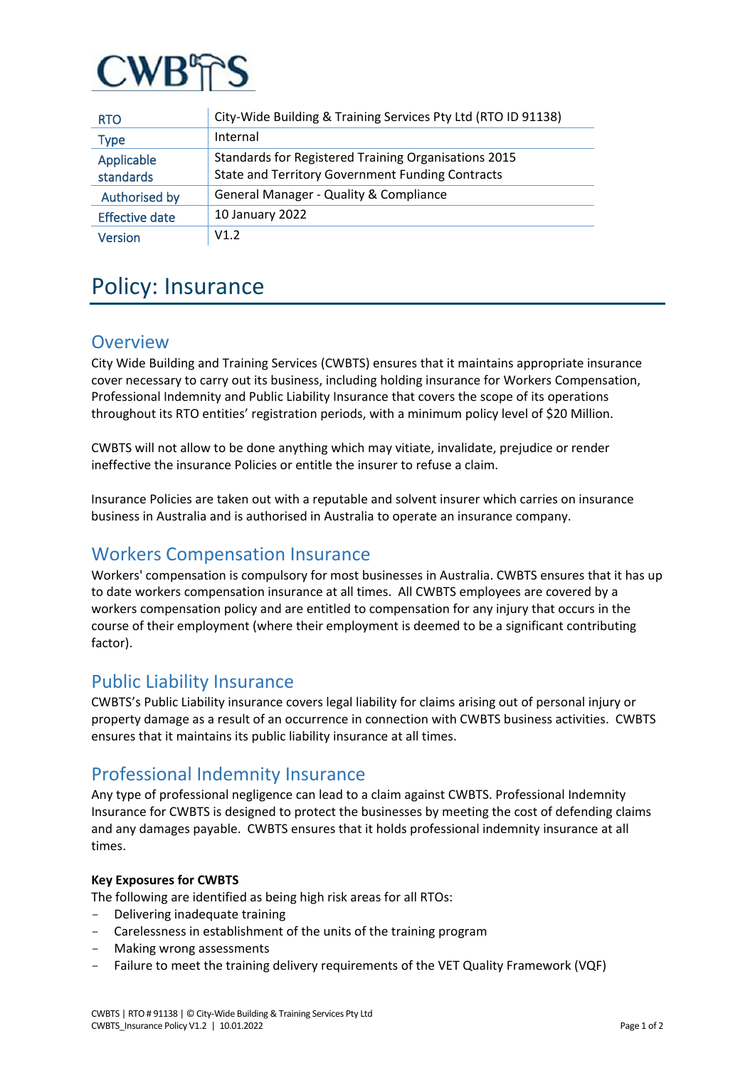CWBTS

| RTO | City-Wide Building & Training Services Pty Ltd (RTO ID 91138) |
|---|---|
| Type | Internal |
| Applicable standards | Standards for Registered Training Organisations 2015<br>State and Territory Government Funding Contracts |
| Authorised by | General Manager - Quality & Compliance |
| Effective date | 10 January 2022 |
| Version | V1.2 |

# Policy: Insurance

## Overview

City Wide Building and Training Services (CWBTS) ensures that it maintains appropriate insurance cover necessary to carry out its business, including holding insurance for Workers Compensation, Professional Indemnity and Public Liability Insurance that covers the scope of its operations throughout its RTO entities' registration periods, with a minimum policy level of $20 Million.

CWBTS will not allow to be done anything which may vitiate, invalidate, prejudice or render ineffective the insurance Policies or entitle the insurer to refuse a claim.

Insurance Policies are taken out with a reputable and solvent insurer which carries on insurance business in Australia and is authorised in Australia to operate an insurance company.

## Workers Compensation Insurance

Workers' compensation is compulsory for most businesses in Australia. CWBTS ensures that it has up to date workers compensation insurance at all times. All CWBTS employees are covered by a workers compensation policy and are entitled to compensation for any injury that occurs in the course of their employment (where their employment is deemed to be a significant contributing factor).

## Public Liability Insurance

CWBTS's Public Liability insurance covers legal liability for claims arising out of personal injury or property damage as a result of an occurrence in connection with CWBTS business activities. CWBTS ensures that it maintains its public liability insurance at all times.

## Professional Indemnity Insurance

Any type of professional negligence can lead to a claim against CWBTS. Professional Indemnity Insurance for CWBTS is designed to protect the businesses by meeting the cost of defending claims and any damages payable. CWBTS ensures that it holds professional indemnity insurance at all times.

**Key Exposures for CWBTS**

The following are identified as being high risk areas for all RTOs:

- Delivering inadequate training
- Carelessness in establishment of the units of the training program
- Making wrong assessments
- Failure to meet the training delivery requirements of the VET Quality Framework (VQF)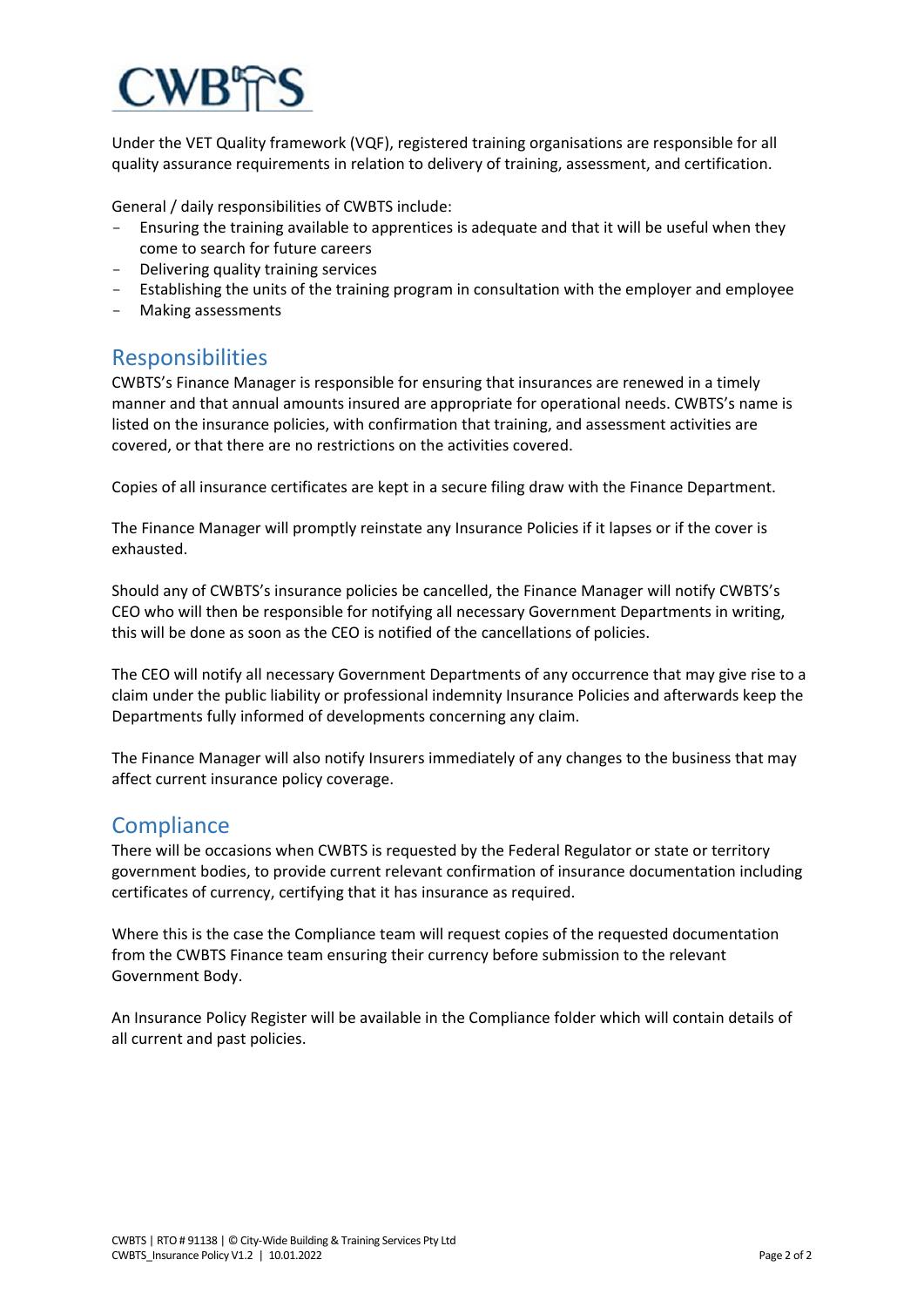Under the VET Quality framework (VQF), registered training organisations are responsible for all quality assurance requirements in relation to delivery of training, assessment, and certification.

General / daily responsibilities of CWBTS include:

- Ensuring the training available to apprentices is adequate and that it will be useful when they come to search for future careers
- Delivering quality training services
- Establishing the units of the training program in consultation with the employer and employee
- Making assessments

## Responsibilities

CWBTS's Finance Manager is responsible for ensuring that insurances are renewed in a timely manner and that annual amounts insured are appropriate for operational needs. CWBTS's name is listed on the insurance policies, with confirmation that training, and assessment activities are covered, or that there are no restrictions on the activities covered.

Copies of all insurance certificates are kept in a secure filing draw with the Finance Department.

The Finance Manager will promptly reinstate any Insurance Policies if it lapses or if the cover is exhausted.

Should any of CWBTS's insurance policies be cancelled, the Finance Manager will notify CWBTS's CEO who will then be responsible for notifying all necessary Government Departments in writing, this will be done as soon as the CEO is notified of the cancellations of policies.

The CEO will notify all necessary Government Departments of any occurrence that may give rise to a claim under the public liability or professional indemnity Insurance Policies and afterwards keep the Departments fully informed of developments concerning any claim.

The Finance Manager will also notify Insurers immediately of any changes to the business that may affect current insurance policy coverage.

## Compliance

There will be occasions when CWBTS is requested by the Federal Regulator or state or territory government bodies, to provide current relevant confirmation of insurance documentation including certificates of currency, certifying that it has insurance as required.

Where this is the case the Compliance team will request copies of the requested documentation from the CWBTS Finance team ensuring their currency before submission to the relevant Government Body.

An Insurance Policy Register will be available in the Compliance folder which will contain details of all current and past policies.